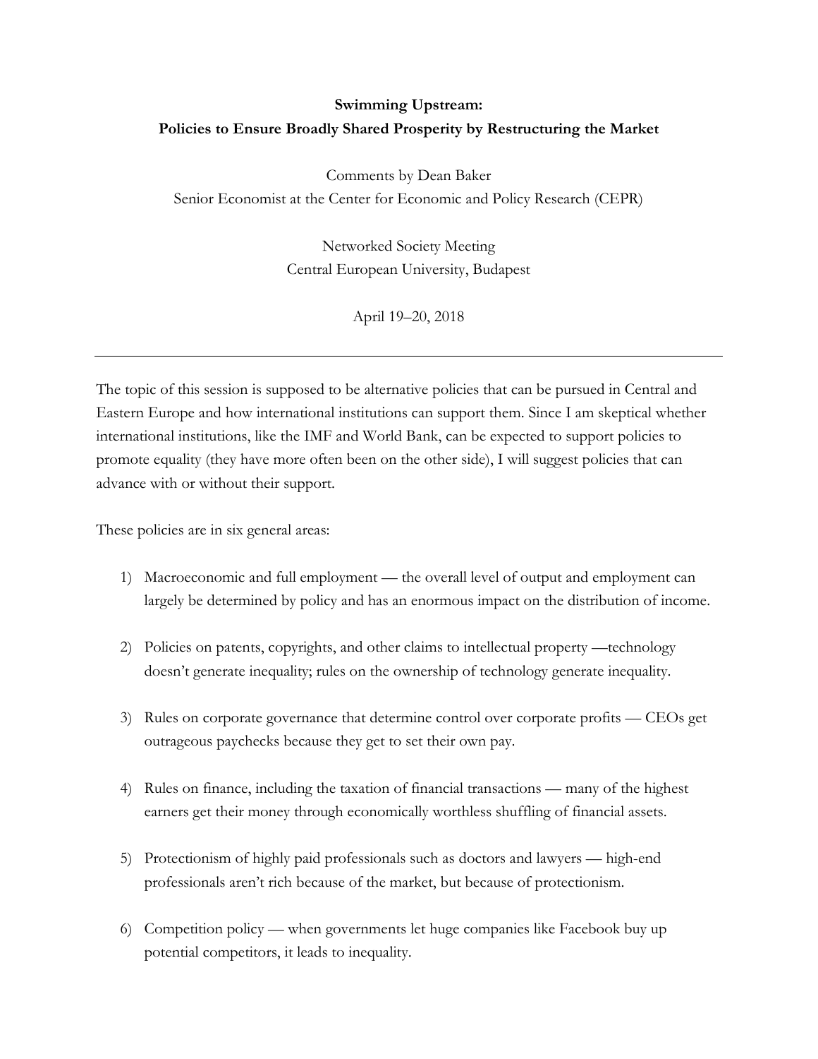**Swimming Upstream:**
**Policies to Ensure Broadly Shared Prosperity by Restructuring the Market**

Comments by Dean Baker
Senior Economist at the Center for Economic and Policy Research (CEPR)

Networked Society Meeting
Central European University, Budapest

April 19–20, 2018

---

The topic of this session is supposed to be alternative policies that can be pursued in Central and Eastern Europe and how international institutions can support them. Since I am skeptical whether international institutions, like the IMF and World Bank, can be expected to support policies to promote equality (they have more often been on the other side), I will suggest policies that can advance with or without their support.

These policies are in six general areas:

1) Macroeconomic and full employment — the overall level of output and employment can largely be determined by policy and has an enormous impact on the distribution of income.

2) Policies on patents, copyrights, and other claims to intellectual property —technology doesn't generate inequality; rules on the ownership of technology generate inequality.

3) Rules on corporate governance that determine control over corporate profits — CEOs get outrageous paychecks because they get to set their own pay.

4) Rules on finance, including the taxation of financial transactions — many of the highest earners get their money through economically worthless shuffling of financial assets.

5) Protectionism of highly paid professionals such as doctors and lawyers — high-end professionals aren't rich because of the market, but because of protectionism.

6) Competition policy — when governments let huge companies like Facebook buy up potential competitors, it leads to inequality.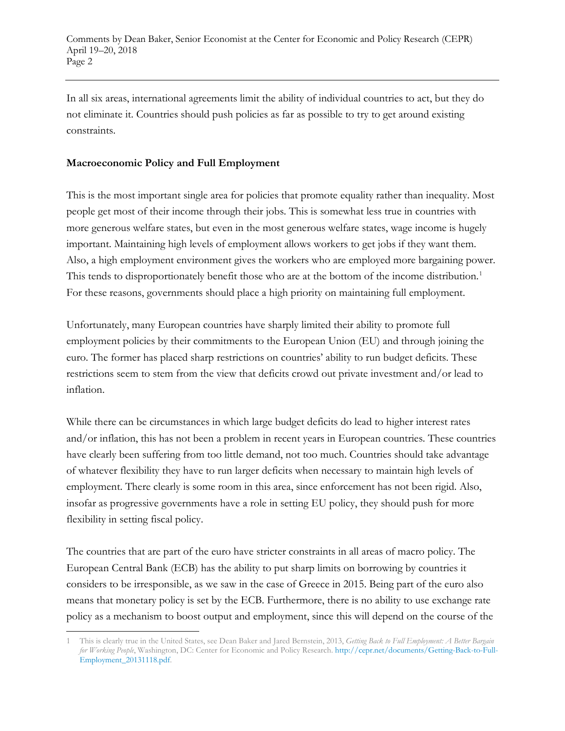In all six areas, international agreements limit the ability of individual countries to act, but they do not eliminate it. Countries should push policies as far as possible to try to get around existing constraints.

**Macroeconomic Policy and Full Employment**

This is the most important single area for policies that promote equality rather than inequality. Most people get most of their income through their jobs. This is somewhat less true in countries with more generous welfare states, but even in the most generous welfare states, wage income is hugely important. Maintaining high levels of employment allows workers to get jobs if they want them. Also, a high employment environment gives the workers who are employed more bargaining power. This tends to disproportionately benefit those who are at the bottom of the income distribution.[1] For these reasons, governments should place a high priority on maintaining full employment.

Unfortunately, many European countries have sharply limited their ability to promote full employment policies by their commitments to the European Union (EU) and through joining the euro. The former has placed sharp restrictions on countries' ability to run budget deficits. These restrictions seem to stem from the view that deficits crowd out private investment and/or lead to inflation.

While there can be circumstances in which large budget deficits do lead to higher interest rates and/or inflation, this has not been a problem in recent years in European countries. These countries have clearly been suffering from too little demand, not too much. Countries should take advantage of whatever flexibility they have to run larger deficits when necessary to maintain high levels of employment. There clearly is some room in this area, since enforcement has not been rigid. Also, insofar as progressive governments have a role in setting EU policy, they should push for more flexibility in setting fiscal policy.

The countries that are part of the euro have stricter constraints in all areas of macro policy. The European Central Bank (ECB) has the ability to put sharp limits on borrowing by countries it considers to be irresponsible, as we saw in the case of Greece in 2015. Being part of the euro also means that monetary policy is set by the ECB. Furthermore, there is no ability to use exchange rate policy as a mechanism to boost output and employment, since this will depend on the course of the

---

1 This is clearly true in the United States, see Dean Baker and Jared Bernstein, 2013, *Getting Back to Full Employment: A Better Bargain for Working People*, Washington, DC: Center for Economic and Policy Research. http://cepr.net/documents/Getting-Back-to-Full-Employment_20131118.pdf.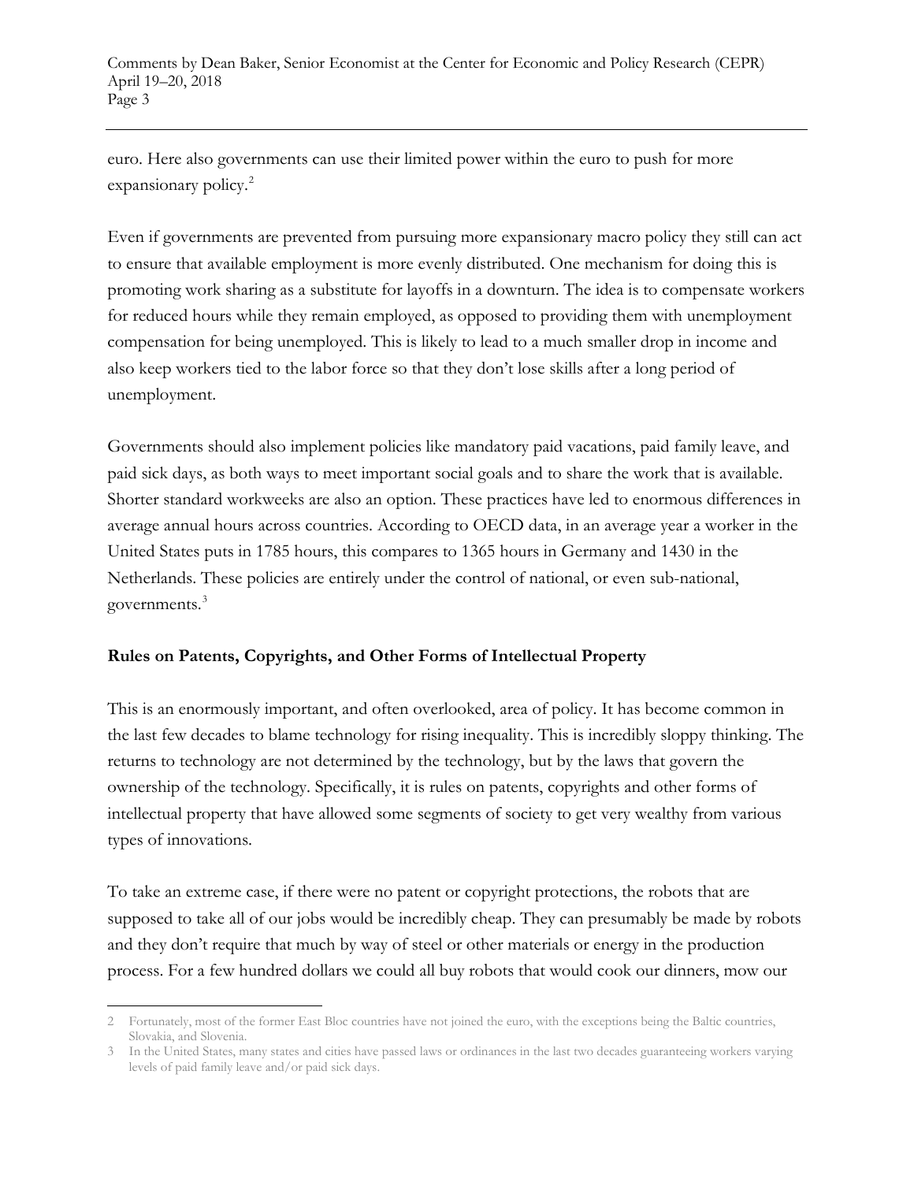euro. Here also governments can use their limited power within the euro to push for more expansionary policy.[2]

Even if governments are prevented from pursuing more expansionary macro policy they still can act to ensure that available employment is more evenly distributed. One mechanism for doing this is promoting work sharing as a substitute for layoffs in a downturn. The idea is to compensate workers for reduced hours while they remain employed, as opposed to providing them with unemployment compensation for being unemployed. This is likely to lead to a much smaller drop in income and also keep workers tied to the labor force so that they don't lose skills after a long period of unemployment.

Governments should also implement policies like mandatory paid vacations, paid family leave, and paid sick days, as both ways to meet important social goals and to share the work that is available. Shorter standard workweeks are also an option. These practices have led to enormous differences in average annual hours across countries. According to OECD data, in an average year a worker in the United States puts in 1785 hours, this compares to 1365 hours in Germany and 1430 in the Netherlands. These policies are entirely under the control of national, or even sub-national, governments.[3]

## Rules on Patents, Copyrights, and Other Forms of Intellectual Property

This is an enormously important, and often overlooked, area of policy. It has become common in the last few decades to blame technology for rising inequality. This is incredibly sloppy thinking. The returns to technology are not determined by the technology, but by the laws that govern the ownership of the technology. Specifically, it is rules on patents, copyrights and other forms of intellectual property that have allowed some segments of society to get very wealthy from various types of innovations.

To take an extreme case, if there were no patent or copyright protections, the robots that are supposed to take all of our jobs would be incredibly cheap. They can presumably be made by robots and they don't require that much by way of steel or other materials or energy in the production process. For a few hundred dollars we could all buy robots that would cook our dinners, mow our

---

2 Fortunately, most of the former East Bloc countries have not joined the euro, with the exceptions being the Baltic countries, Slovakia, and Slovenia.

3 In the United States, many states and cities have passed laws or ordinances in the last two decades guaranteeing workers varying levels of paid family leave and/or paid sick days.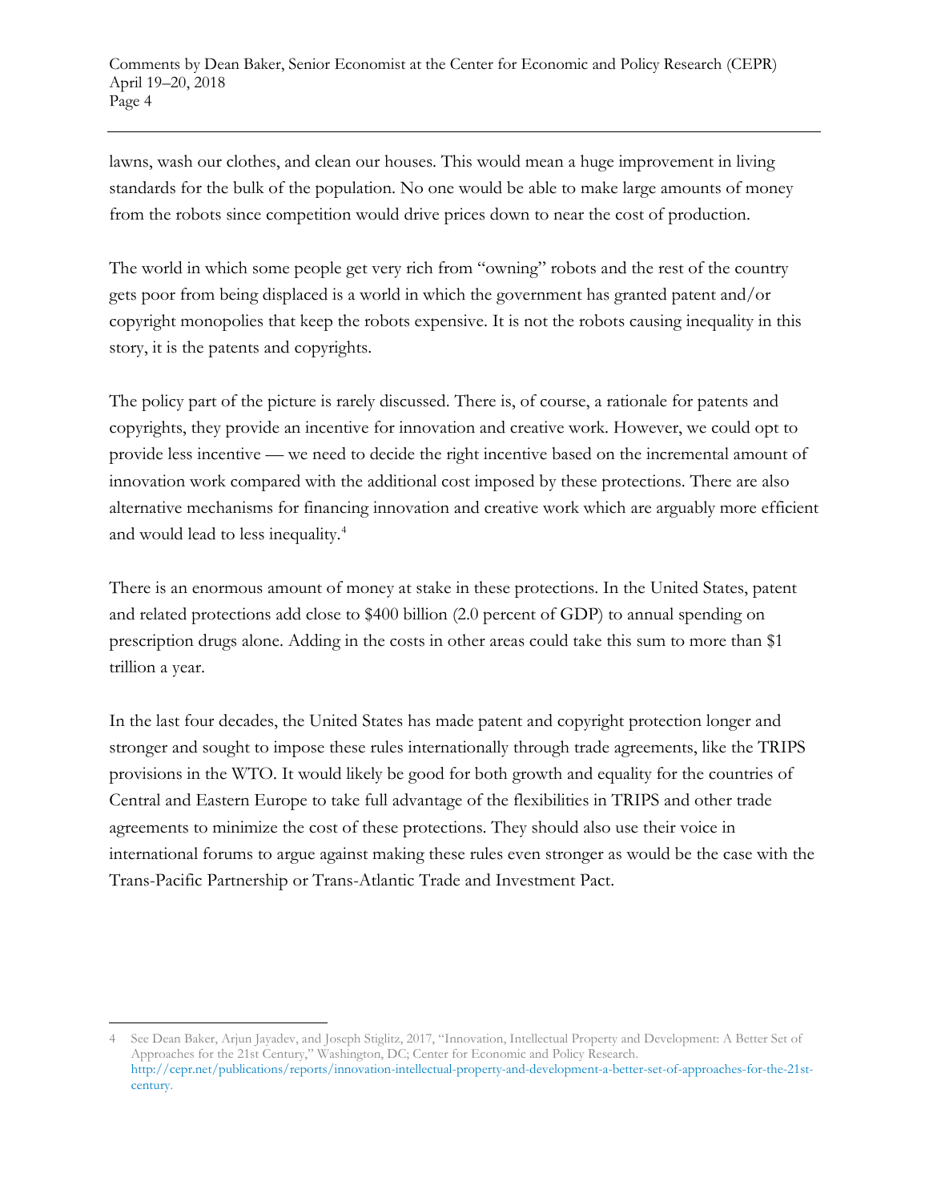lawns, wash our clothes, and clean our houses. This would mean a huge improvement in living standards for the bulk of the population. No one would be able to make large amounts of money from the robots since competition would drive prices down to near the cost of production.

The world in which some people get very rich from "owning" robots and the rest of the country gets poor from being displaced is a world in which the government has granted patent and/or copyright monopolies that keep the robots expensive. It is not the robots causing inequality in this story, it is the patents and copyrights.

The policy part of the picture is rarely discussed. There is, of course, a rationale for patents and copyrights, they provide an incentive for innovation and creative work. However, we could opt to provide less incentive — we need to decide the right incentive based on the incremental amount of innovation work compared with the additional cost imposed by these protections. There are also alternative mechanisms for financing innovation and creative work which are arguably more efficient and would lead to less inequality.[4]

There is an enormous amount of money at stake in these protections. In the United States, patent and related protections add close to $400 billion (2.0 percent of GDP) to annual spending on prescription drugs alone. Adding in the costs in other areas could take this sum to more than $1 trillion a year.

In the last four decades, the United States has made patent and copyright protection longer and stronger and sought to impose these rules internationally through trade agreements, like the TRIPS provisions in the WTO. It would likely be good for both growth and equality for the countries of Central and Eastern Europe to take full advantage of the flexibilities in TRIPS and other trade agreements to minimize the cost of these protections. They should also use their voice in international forums to argue against making these rules even stronger as would be the case with the Trans-Pacific Partnership or Trans-Atlantic Trade and Investment Pact.

---

4 See Dean Baker, Arjun Jayadev, and Joseph Stiglitz, 2017, "Innovation, Intellectual Property and Development: A Better Set of Approaches for the 21st Century," Washington, DC; Center for Economic and Policy Research. http://cepr.net/publications/reports/innovation-intellectual-property-and-development-a-better-set-of-approaches-for-the-21st-century.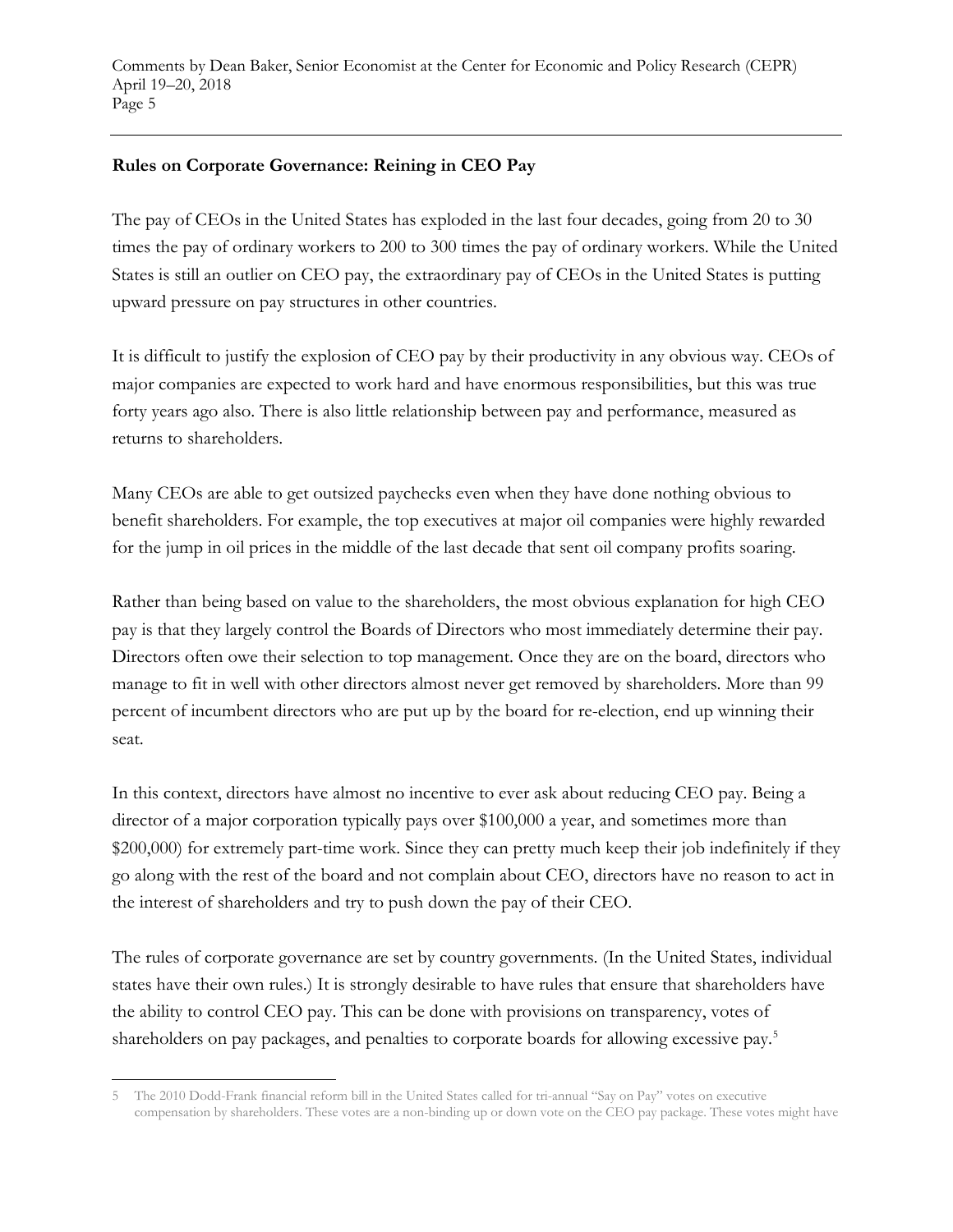**Rules on Corporate Governance: Reining in CEO Pay**

The pay of CEOs in the United States has exploded in the last four decades, going from 20 to 30 times the pay of ordinary workers to 200 to 300 times the pay of ordinary workers. While the United States is still an outlier on CEO pay, the extraordinary pay of CEOs in the United States is putting upward pressure on pay structures in other countries.

It is difficult to justify the explosion of CEO pay by their productivity in any obvious way. CEOs of major companies are expected to work hard and have enormous responsibilities, but this was true forty years ago also. There is also little relationship between pay and performance, measured as returns to shareholders.

Many CEOs are able to get outsized paychecks even when they have done nothing obvious to benefit shareholders. For example, the top executives at major oil companies were highly rewarded for the jump in oil prices in the middle of the last decade that sent oil company profits soaring.

Rather than being based on value to the shareholders, the most obvious explanation for high CEO pay is that they largely control the Boards of Directors who most immediately determine their pay. Directors often owe their selection to top management. Once they are on the board, directors who manage to fit in well with other directors almost never get removed by shareholders. More than 99 percent of incumbent directors who are put up by the board for re-election, end up winning their seat.

In this context, directors have almost no incentive to ever ask about reducing CEO pay. Being a director of a major corporation typically pays over $100,000 a year, and sometimes more than $200,000) for extremely part-time work. Since they can pretty much keep their job indefinitely if they go along with the rest of the board and not complain about CEO, directors have no reason to act in the interest of shareholders and try to push down the pay of their CEO.

The rules of corporate governance are set by country governments. (In the United States, individual states have their own rules.) It is strongly desirable to have rules that ensure that shareholders have the ability to control CEO pay. This can be done with provisions on transparency, votes of shareholders on pay packages, and penalties to corporate boards for allowing excessive pay.[5]

---

5 The 2010 Dodd-Frank financial reform bill in the United States called for tri-annual "Say on Pay" votes on executive compensation by shareholders. These votes are a non-binding up or down vote on the CEO pay package. These votes might have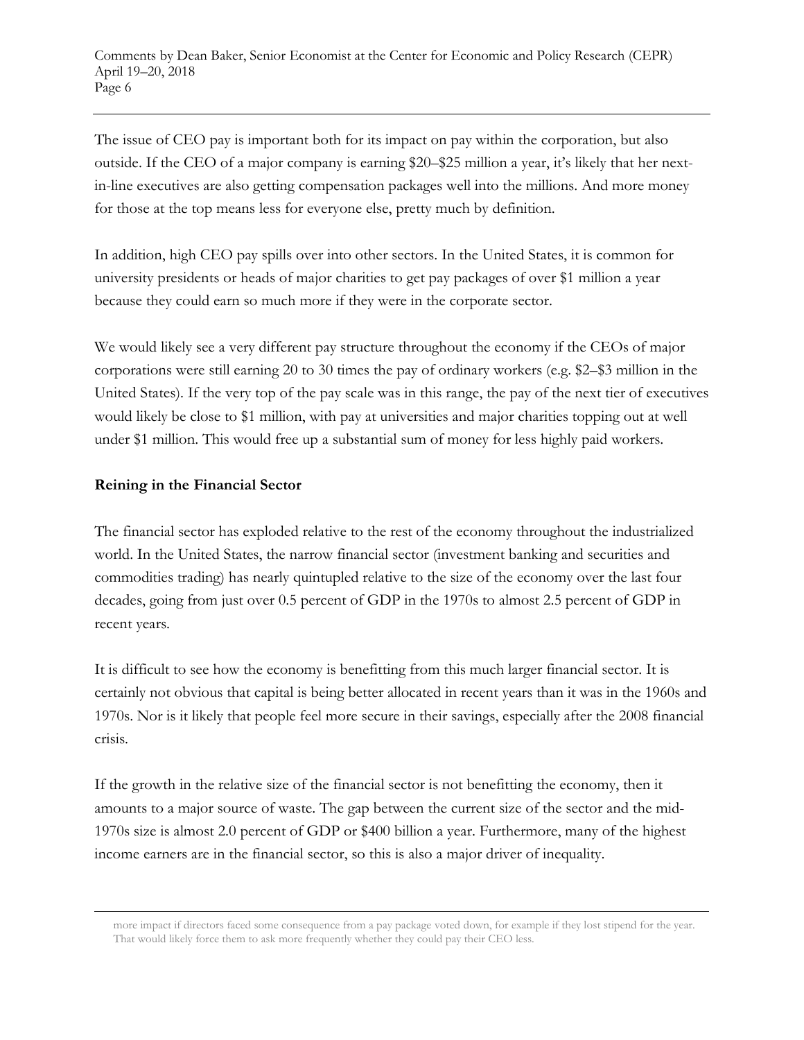The issue of CEO pay is important both for its impact on pay within the corporation, but also outside. If the CEO of a major company is earning \$20–\$25 million a year, it's likely that her next-in-line executives are also getting compensation packages well into the millions. And more money for those at the top means less for everyone else, pretty much by definition.

In addition, high CEO pay spills over into other sectors. In the United States, it is common for university presidents or heads of major charities to get pay packages of over \$1 million a year because they could earn so much more if they were in the corporate sector.

We would likely see a very different pay structure throughout the economy if the CEOs of major corporations were still earning 20 to 30 times the pay of ordinary workers (e.g. \$2–\$3 million in the United States). If the very top of the pay scale was in this range, the pay of the next tier of executives would likely be close to \$1 million, with pay at universities and major charities topping out at well under \$1 million. This would free up a substantial sum of money for less highly paid workers.

**Reining in the Financial Sector**

The financial sector has exploded relative to the rest of the economy throughout the industrialized world. In the United States, the narrow financial sector (investment banking and securities and commodities trading) has nearly quintupled relative to the size of the economy over the last four decades, going from just over 0.5 percent of GDP in the 1970s to almost 2.5 percent of GDP in recent years.

It is difficult to see how the economy is benefitting from this much larger financial sector. It is certainly not obvious that capital is being better allocated in recent years than it was in the 1960s and 1970s. Nor is it likely that people feel more secure in their savings, especially after the 2008 financial crisis.

If the growth in the relative size of the financial sector is not benefitting the economy, then it amounts to a major source of waste. The gap between the current size of the sector and the mid-1970s size is almost 2.0 percent of GDP or \$400 billion a year. Furthermore, many of the highest income earners are in the financial sector, so this is also a major driver of inequality.

more impact if directors faced some consequence from a pay package voted down, for example if they lost stipend for the year. That would likely force them to ask more frequently whether they could pay their CEO less.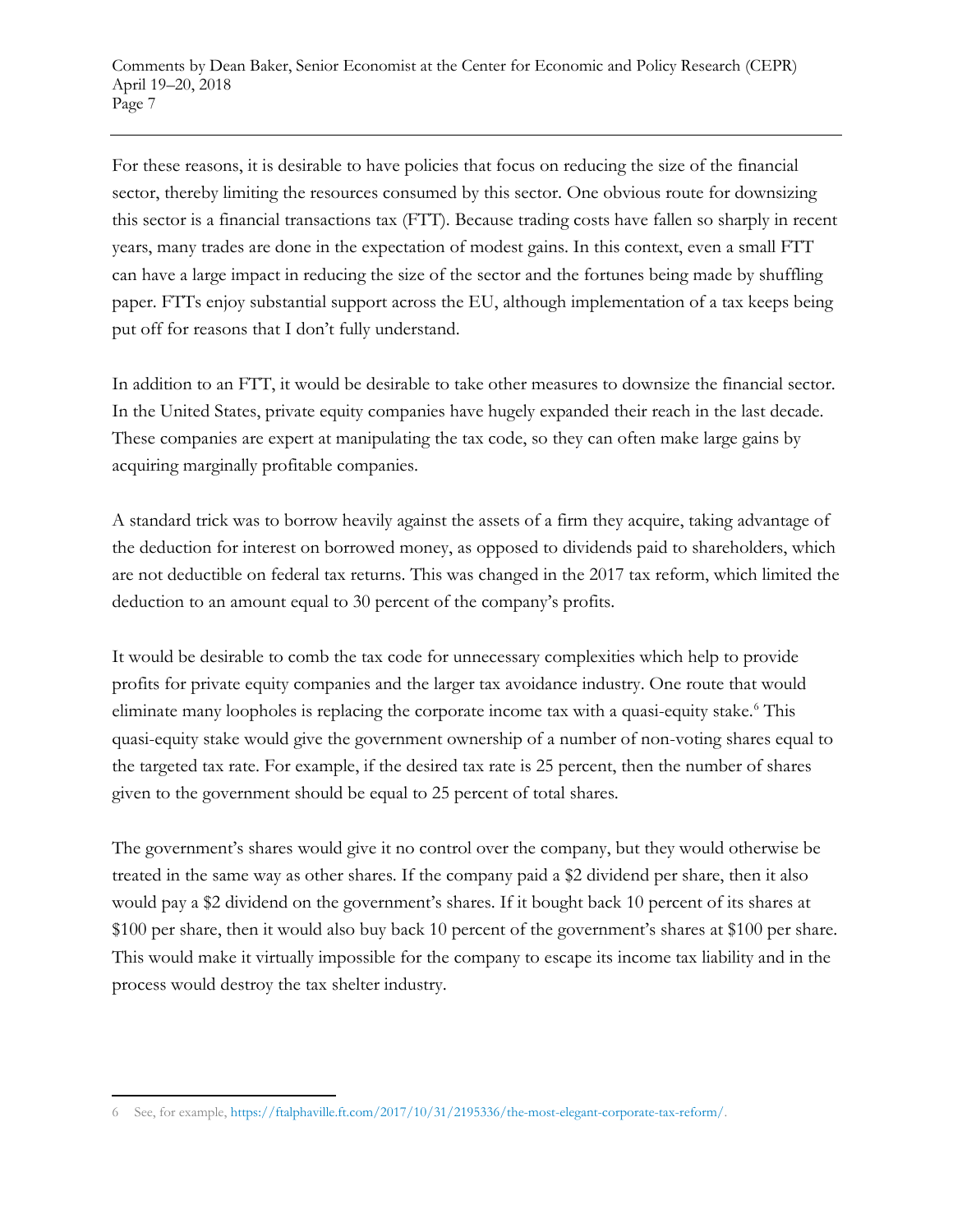For these reasons, it is desirable to have policies that focus on reducing the size of the financial sector, thereby limiting the resources consumed by this sector. One obvious route for downsizing this sector is a financial transactions tax (FTT). Because trading costs have fallen so sharply in recent years, many trades are done in the expectation of modest gains. In this context, even a small FTT can have a large impact in reducing the size of the sector and the fortunes being made by shuffling paper. FTTs enjoy substantial support across the EU, although implementation of a tax keeps being put off for reasons that I don't fully understand.

In addition to an FTT, it would be desirable to take other measures to downsize the financial sector. In the United States, private equity companies have hugely expanded their reach in the last decade. These companies are expert at manipulating the tax code, so they can often make large gains by acquiring marginally profitable companies.

A standard trick was to borrow heavily against the assets of a firm they acquire, taking advantage of the deduction for interest on borrowed money, as opposed to dividends paid to shareholders, which are not deductible on federal tax returns. This was changed in the 2017 tax reform, which limited the deduction to an amount equal to 30 percent of the company's profits.

It would be desirable to comb the tax code for unnecessary complexities which help to provide profits for private equity companies and the larger tax avoidance industry. One route that would eliminate many loopholes is replacing the corporate income tax with a quasi-equity stake.[6] This quasi-equity stake would give the government ownership of a number of non-voting shares equal to the targeted tax rate. For example, if the desired tax rate is 25 percent, then the number of shares given to the government should be equal to 25 percent of total shares.

The government's shares would give it no control over the company, but they would otherwise be treated in the same way as other shares. If the company paid a $2 dividend per share, then it also would pay a $2 dividend on the government's shares. If it bought back 10 percent of its shares at $100 per share, then it would also buy back 10 percent of the government's shares at $100 per share. This would make it virtually impossible for the company to escape its income tax liability and in the process would destroy the tax shelter industry.

---

6 See, for example, https://ftalphaville.ft.com/2017/10/31/2195336/the-most-elegant-corporate-tax-reform/.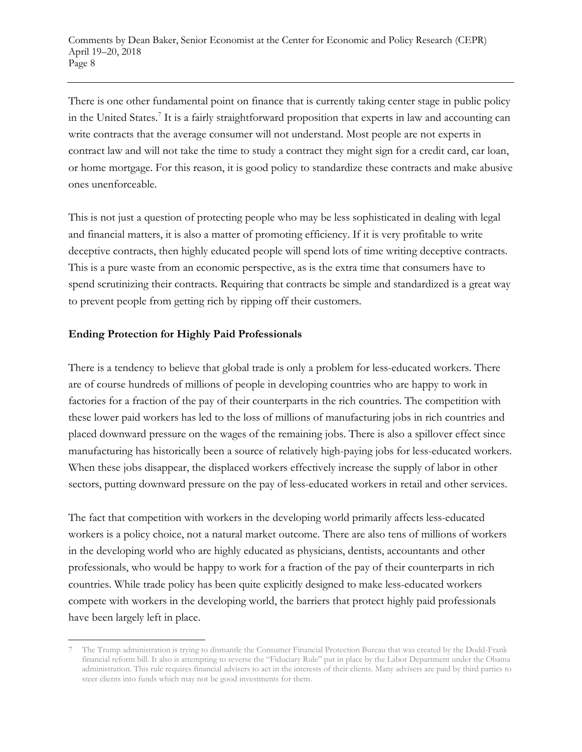There is one other fundamental point on finance that is currently taking center stage in public policy in the United States.[7] It is a fairly straightforward proposition that experts in law and accounting can write contracts that the average consumer will not understand. Most people are not experts in contract law and will not take the time to study a contract they might sign for a credit card, car loan, or home mortgage. For this reason, it is good policy to standardize these contracts and make abusive ones unenforceable.

This is not just a question of protecting people who may be less sophisticated in dealing with legal and financial matters, it is also a matter of promoting efficiency. If it is very profitable to write deceptive contracts, then highly educated people will spend lots of time writing deceptive contracts. This is a pure waste from an economic perspective, as is the extra time that consumers have to spend scrutinizing their contracts. Requiring that contracts be simple and standardized is a great way to prevent people from getting rich by ripping off their customers.

**Ending Protection for Highly Paid Professionals**

There is a tendency to believe that global trade is only a problem for less-educated workers. There are of course hundreds of millions of people in developing countries who are happy to work in factories for a fraction of the pay of their counterparts in the rich countries. The competition with these lower paid workers has led to the loss of millions of manufacturing jobs in rich countries and placed downward pressure on the wages of the remaining jobs. There is also a spillover effect since manufacturing has historically been a source of relatively high-paying jobs for less-educated workers. When these jobs disappear, the displaced workers effectively increase the supply of labor in other sectors, putting downward pressure on the pay of less-educated workers in retail and other services.

The fact that competition with workers in the developing world primarily affects less-educated workers is a policy choice, not a natural market outcome. There are also tens of millions of workers in the developing world who are highly educated as physicians, dentists, accountants and other professionals, who would be happy to work for a fraction of the pay of their counterparts in rich countries. While trade policy has been quite explicitly designed to make less-educated workers compete with workers in the developing world, the barriers that protect highly paid professionals have been largely left in place.

---

7 The Trump administration is trying to dismantle the Consumer Financial Protection Bureau that was created by the Dodd-Frank financial reform bill. It also is attempting to reverse the "Fiduciary Rule" put in place by the Labor Department under the Obama administration. This rule requires financial advisers to act in the interests of their clients. Many advisers are paid by third parties to steer clients into funds which may not be good investments for them.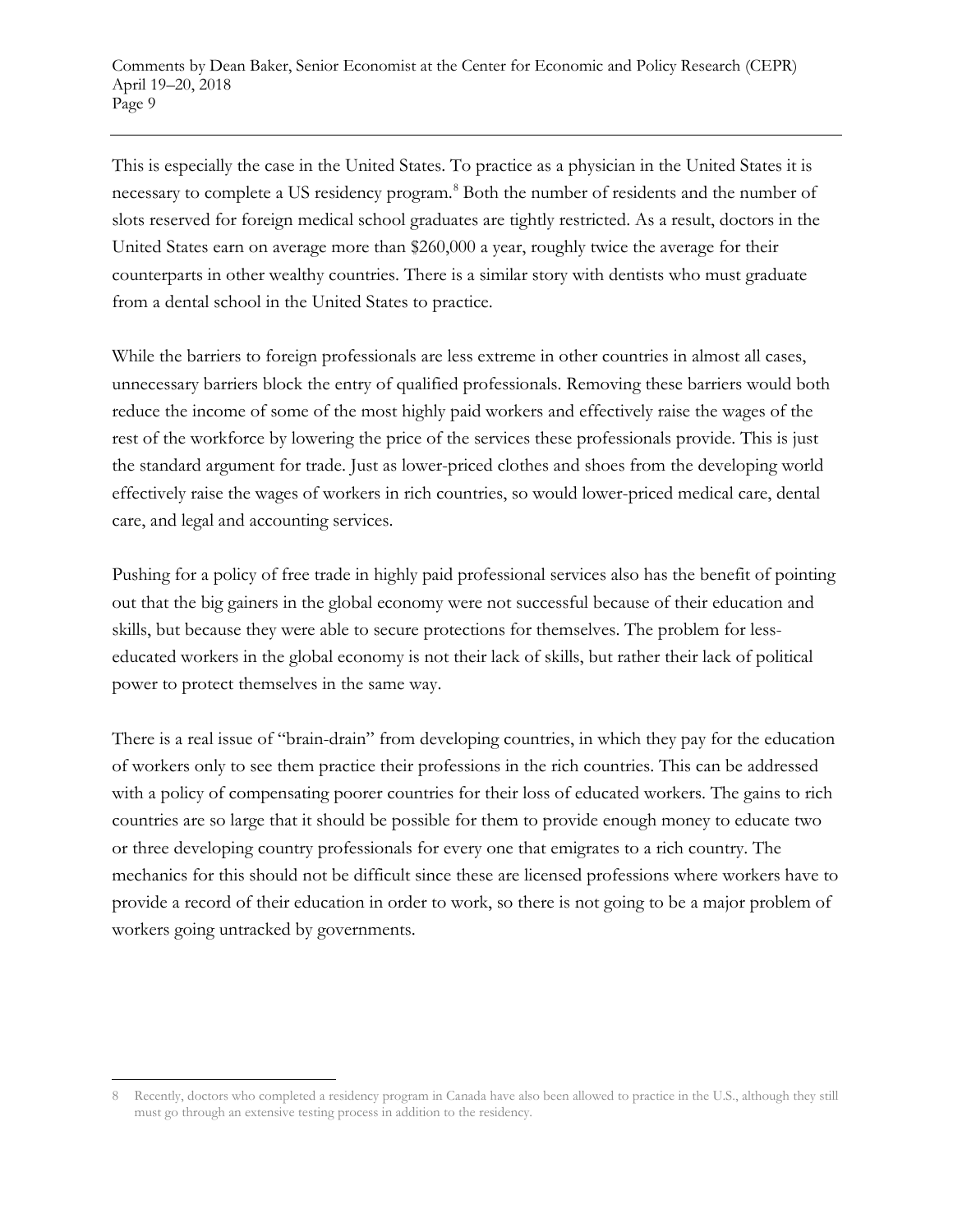This is especially the case in the United States. To practice as a physician in the United States it is necessary to complete a US residency program.[8] Both the number of residents and the number of slots reserved for foreign medical school graduates are tightly restricted. As a result, doctors in the United States earn on average more than $260,000 a year, roughly twice the average for their counterparts in other wealthy countries. There is a similar story with dentists who must graduate from a dental school in the United States to practice.

While the barriers to foreign professionals are less extreme in other countries in almost all cases, unnecessary barriers block the entry of qualified professionals. Removing these barriers would both reduce the income of some of the most highly paid workers and effectively raise the wages of the rest of the workforce by lowering the price of the services these professionals provide. This is just the standard argument for trade. Just as lower-priced clothes and shoes from the developing world effectively raise the wages of workers in rich countries, so would lower-priced medical care, dental care, and legal and accounting services.

Pushing for a policy of free trade in highly paid professional services also has the benefit of pointing out that the big gainers in the global economy were not successful because of their education and skills, but because they were able to secure protections for themselves. The problem for less-educated workers in the global economy is not their lack of skills, but rather their lack of political power to protect themselves in the same way.

There is a real issue of "brain-drain" from developing countries, in which they pay for the education of workers only to see them practice their professions in the rich countries. This can be addressed with a policy of compensating poorer countries for their loss of educated workers. The gains to rich countries are so large that it should be possible for them to provide enough money to educate two or three developing country professionals for every one that emigrates to a rich country. The mechanics for this should not be difficult since these are licensed professions where workers have to provide a record of their education in order to work, so there is not going to be a major problem of workers going untracked by governments.

---

[8] Recently, doctors who completed a residency program in Canada have also been allowed to practice in the U.S., although they still must go through an extensive testing process in addition to the residency.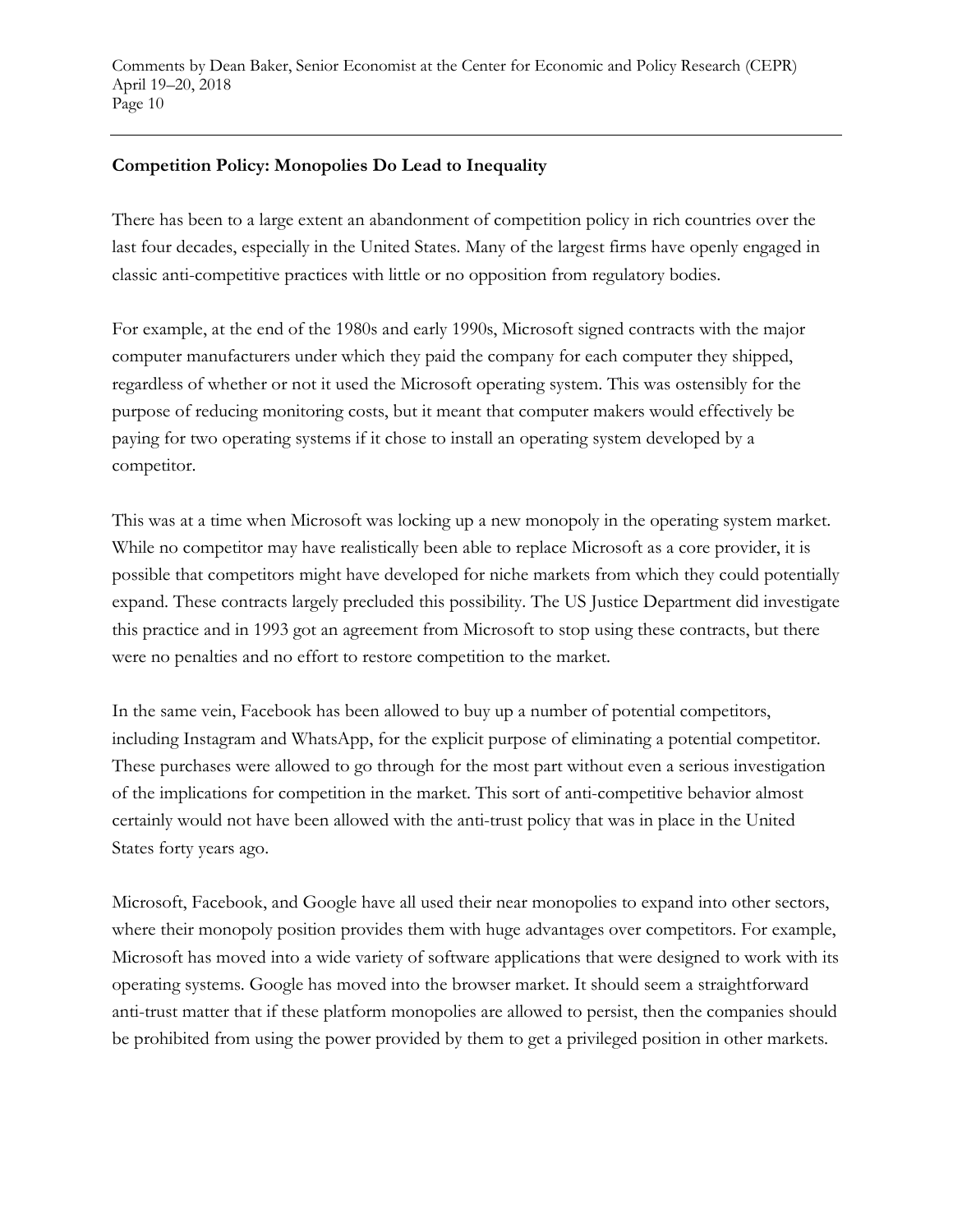**Competition Policy: Monopolies Do Lead to Inequality**

There has been to a large extent an abandonment of competition policy in rich countries over the last four decades, especially in the United States. Many of the largest firms have openly engaged in classic anti-competitive practices with little or no opposition from regulatory bodies.

For example, at the end of the 1980s and early 1990s, Microsoft signed contracts with the major computer manufacturers under which they paid the company for each computer they shipped, regardless of whether or not it used the Microsoft operating system. This was ostensibly for the purpose of reducing monitoring costs, but it meant that computer makers would effectively be paying for two operating systems if it chose to install an operating system developed by a competitor.

This was at a time when Microsoft was locking up a new monopoly in the operating system market. While no competitor may have realistically been able to replace Microsoft as a core provider, it is possible that competitors might have developed for niche markets from which they could potentially expand. These contracts largely precluded this possibility. The US Justice Department did investigate this practice and in 1993 got an agreement from Microsoft to stop using these contracts, but there were no penalties and no effort to restore competition to the market.

In the same vein, Facebook has been allowed to buy up a number of potential competitors, including Instagram and WhatsApp, for the explicit purpose of eliminating a potential competitor. These purchases were allowed to go through for the most part without even a serious investigation of the implications for competition in the market. This sort of anti-competitive behavior almost certainly would not have been allowed with the anti-trust policy that was in place in the United States forty years ago.

Microsoft, Facebook, and Google have all used their near monopolies to expand into other sectors, where their monopoly position provides them with huge advantages over competitors. For example, Microsoft has moved into a wide variety of software applications that were designed to work with its operating systems. Google has moved into the browser market. It should seem a straightforward anti-trust matter that if these platform monopolies are allowed to persist, then the companies should be prohibited from using the power provided by them to get a privileged position in other markets.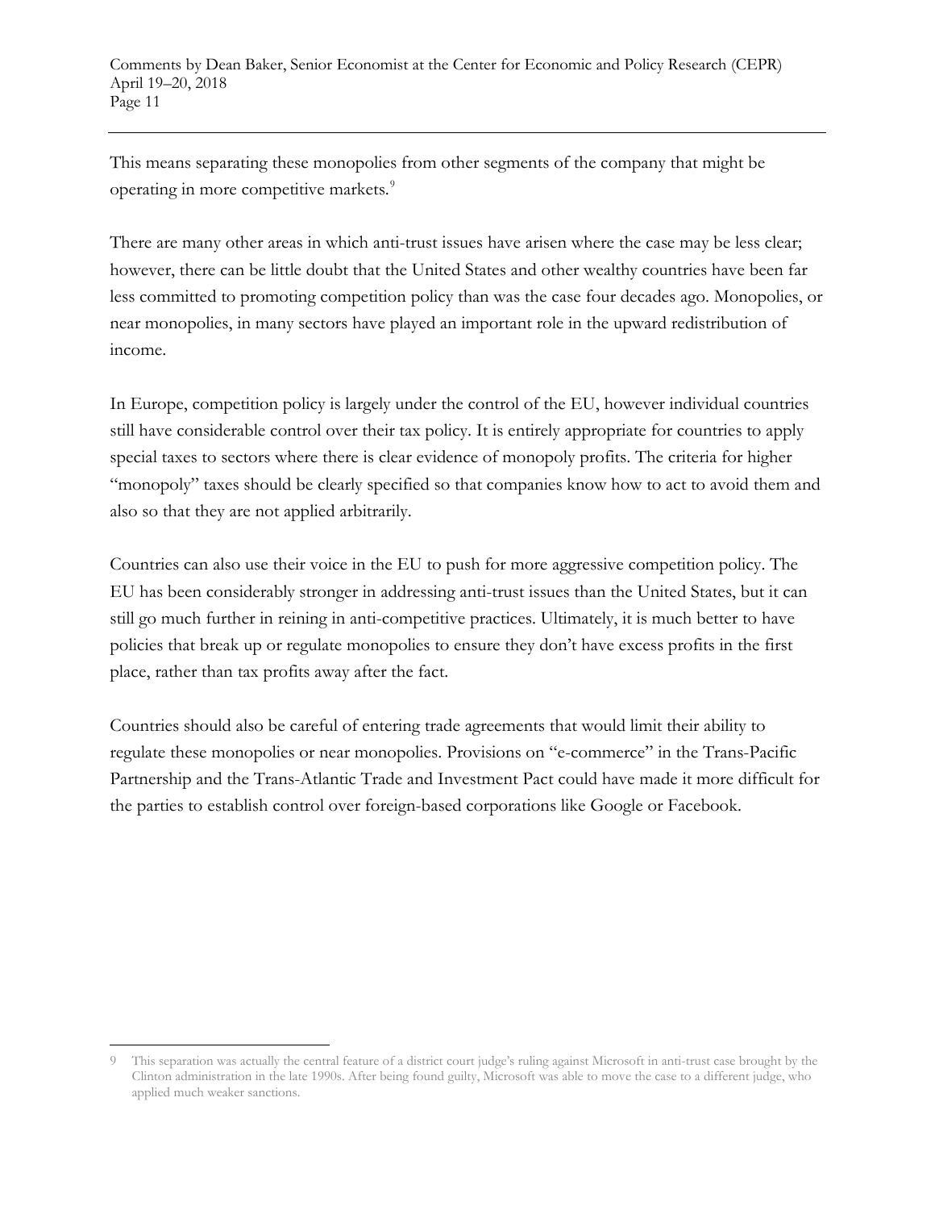This means separating these monopolies from other segments of the company that might be operating in more competitive markets.[9]

There are many other areas in which anti-trust issues have arisen where the case may be less clear; however, there can be little doubt that the United States and other wealthy countries have been far less committed to promoting competition policy than was the case four decades ago. Monopolies, or near monopolies, in many sectors have played an important role in the upward redistribution of income.

In Europe, competition policy is largely under the control of the EU, however individual countries still have considerable control over their tax policy. It is entirely appropriate for countries to apply special taxes to sectors where there is clear evidence of monopoly profits. The criteria for higher "monopoly" taxes should be clearly specified so that companies know how to act to avoid them and also so that they are not applied arbitrarily.

Countries can also use their voice in the EU to push for more aggressive competition policy. The EU has been considerably stronger in addressing anti-trust issues than the United States, but it can still go much further in reining in anti-competitive practices. Ultimately, it is much better to have policies that break up or regulate monopolies to ensure they don't have excess profits in the first place, rather than tax profits away after the fact.

Countries should also be careful of entering trade agreements that would limit their ability to regulate these monopolies or near monopolies. Provisions on "e-commerce" in the Trans-Pacific Partnership and the Trans-Atlantic Trade and Investment Pact could have made it more difficult for the parties to establish control over foreign-based corporations like Google or Facebook.

---

[9] This separation was actually the central feature of a district court judge's ruling against Microsoft in anti-trust case brought by the Clinton administration in the late 1990s. After being found guilty, Microsoft was able to move the case to a different judge, who applied much weaker sanctions.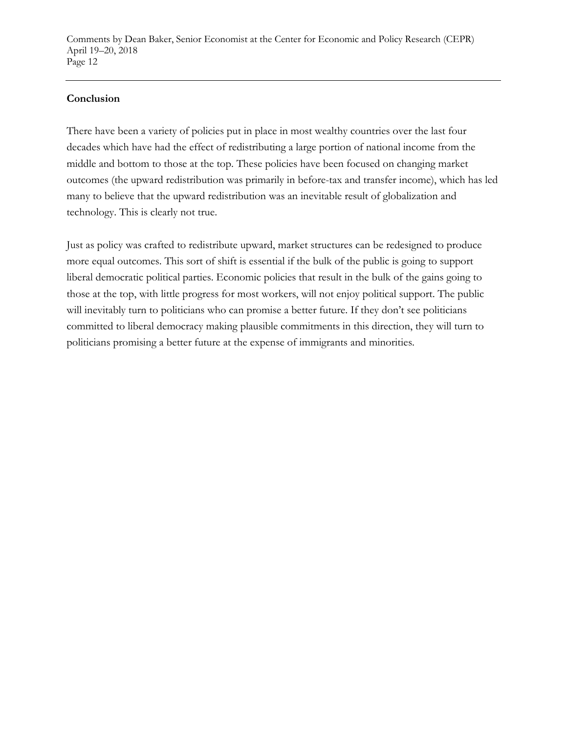## Conclusion

There have been a variety of policies put in place in most wealthy countries over the last four decades which have had the effect of redistributing a large portion of national income from the middle and bottom to those at the top. These policies have been focused on changing market outcomes (the upward redistribution was primarily in before-tax and transfer income), which has led many to believe that the upward redistribution was an inevitable result of globalization and technology. This is clearly not true.

Just as policy was crafted to redistribute upward, market structures can be redesigned to produce more equal outcomes. This sort of shift is essential if the bulk of the public is going to support liberal democratic political parties. Economic policies that result in the bulk of the gains going to those at the top, with little progress for most workers, will not enjoy political support. The public will inevitably turn to politicians who can promise a better future. If they don't see politicians committed to liberal democracy making plausible commitments in this direction, they will turn to politicians promising a better future at the expense of immigrants and minorities.